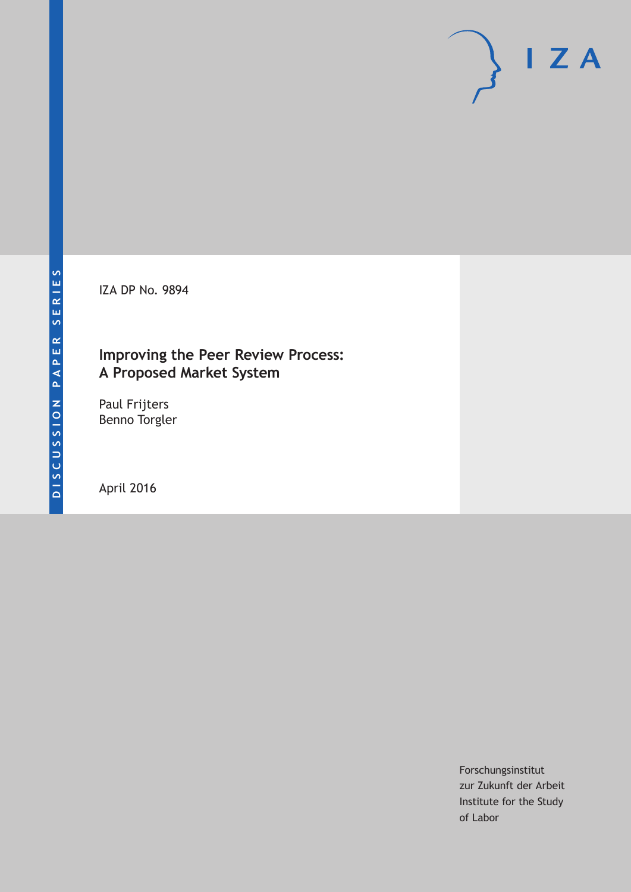DISCUSSION PAPER SERIES

IZA

IZA DP No. 9894

# Improving the Peer Review Process: A Proposed Market System

Paul Frijters
Benno Torgler

April 2016

Forschungsinstitut
zur Zukunft der Arbeit
Institute for the Study
of Labor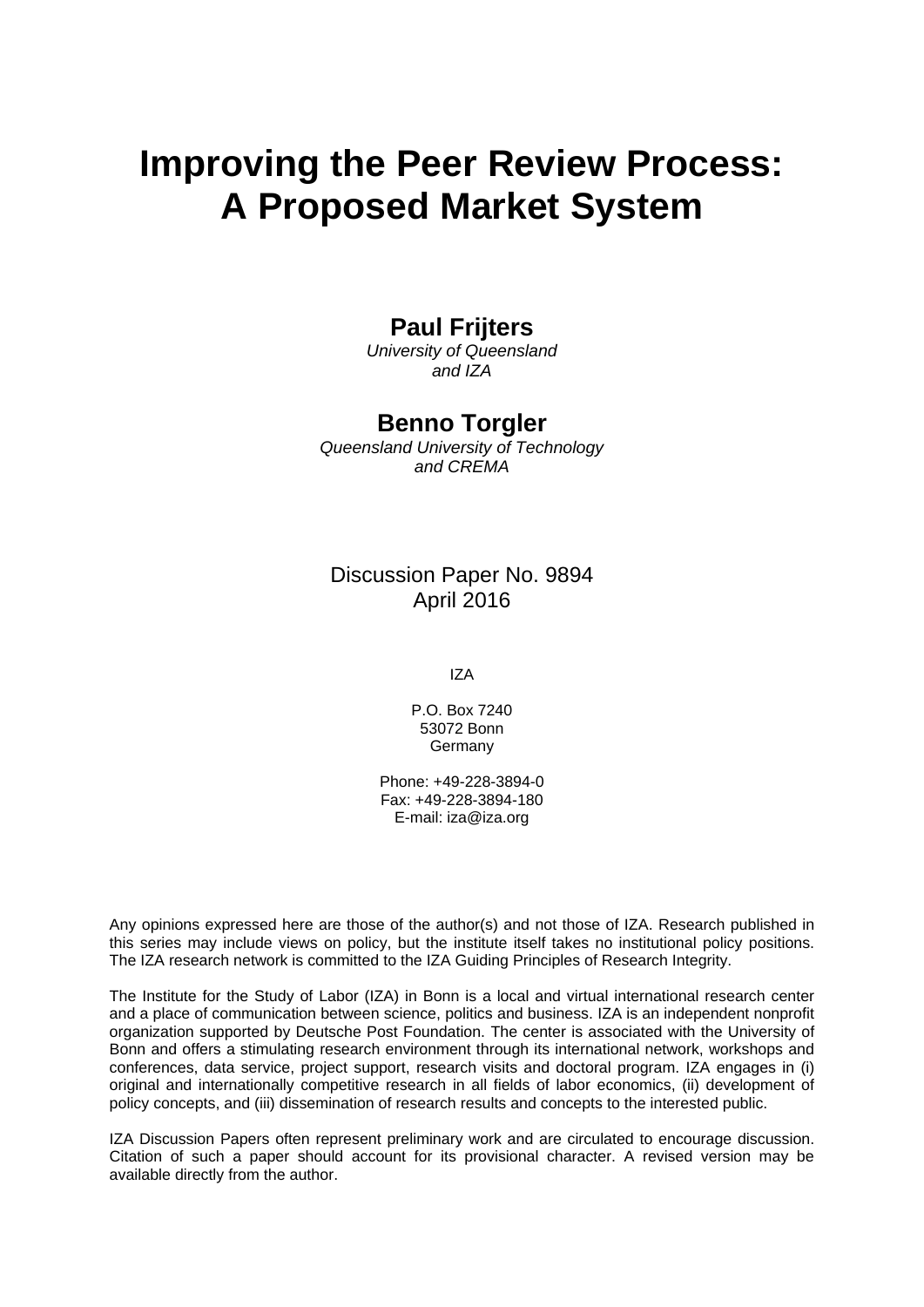# Improving the Peer Review Process: A Proposed Market System

**Paul Frijters**
*University of Queensland and IZA*

**Benno Torgler**
*Queensland University of Technology and CREMA*

Discussion Paper No. 9894
April 2016

IZA

P.O. Box 7240
53072 Bonn
Germany

Phone: +49-228-3894-0
Fax: +49-228-3894-180
E-mail: iza@iza.org

Any opinions expressed here are those of the author(s) and not those of IZA. Research published in this series may include views on policy, but the institute itself takes no institutional policy positions. The IZA research network is committed to the IZA Guiding Principles of Research Integrity.

The Institute for the Study of Labor (IZA) in Bonn is a local and virtual international research center and a place of communication between science, politics and business. IZA is an independent nonprofit organization supported by Deutsche Post Foundation. The center is associated with the University of Bonn and offers a stimulating research environment through its international network, workshops and conferences, data service, project support, research visits and doctoral program. IZA engages in (i) original and internationally competitive research in all fields of labor economics, (ii) development of policy concepts, and (iii) dissemination of research results and concepts to the interested public.

IZA Discussion Papers often represent preliminary work and are circulated to encourage discussion. Citation of such a paper should account for its provisional character. A revised version may be available directly from the author.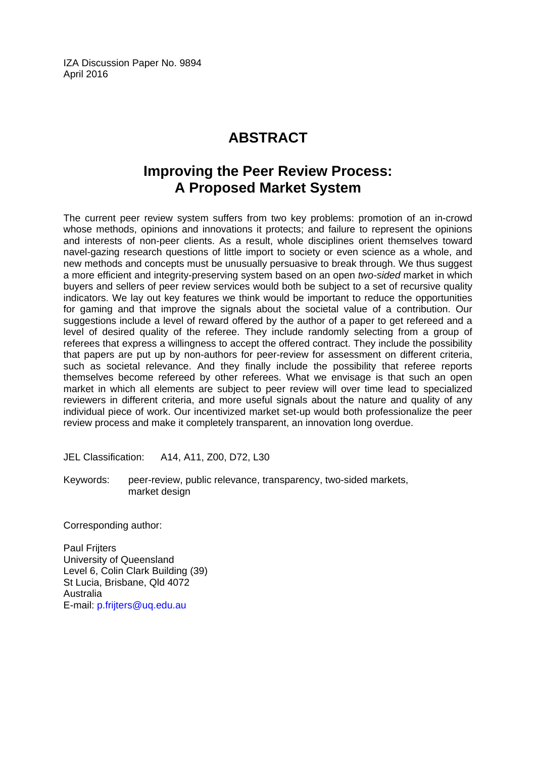IZA Discussion Paper No. 9894
April 2016

# ABSTRACT

## Improving the Peer Review Process: A Proposed Market System

The current peer review system suffers from two key problems: promotion of an in-crowd whose methods, opinions and innovations it protects; and failure to represent the opinions and interests of non-peer clients. As a result, whole disciplines orient themselves toward navel-gazing research questions of little import to society or even science as a whole, and new methods and concepts must be unusually persuasive to break through. We thus suggest a more efficient and integrity-preserving system based on an open *two-sided* market in which buyers and sellers of peer review services would both be subject to a set of recursive quality indicators. We lay out key features we think would be important to reduce the opportunities for gaming and that improve the signals about the societal value of a contribution. Our suggestions include a level of reward offered by the author of a paper to get refereed and a level of desired quality of the referee. They include randomly selecting from a group of referees that express a willingness to accept the offered contract. They include the possibility that papers are put up by non-authors for peer-review for assessment on different criteria, such as societal relevance. And they finally include the possibility that referee reports themselves become refereed by other referees. What we envisage is that such an open market in which all elements are subject to peer review will over time lead to specialized reviewers in different criteria, and more useful signals about the nature and quality of any individual piece of work. Our incentivized market set-up would both professionalize the peer review process and make it completely transparent, an innovation long overdue.

JEL Classification: A14, A11, Z00, D72, L30

Keywords: peer-review, public relevance, transparency, two-sided markets, market design

Corresponding author:

Paul Frijters
University of Queensland
Level 6, Colin Clark Building (39)
St Lucia, Brisbane, Qld 4072
Australia
E-mail: p.frijters@uq.edu.au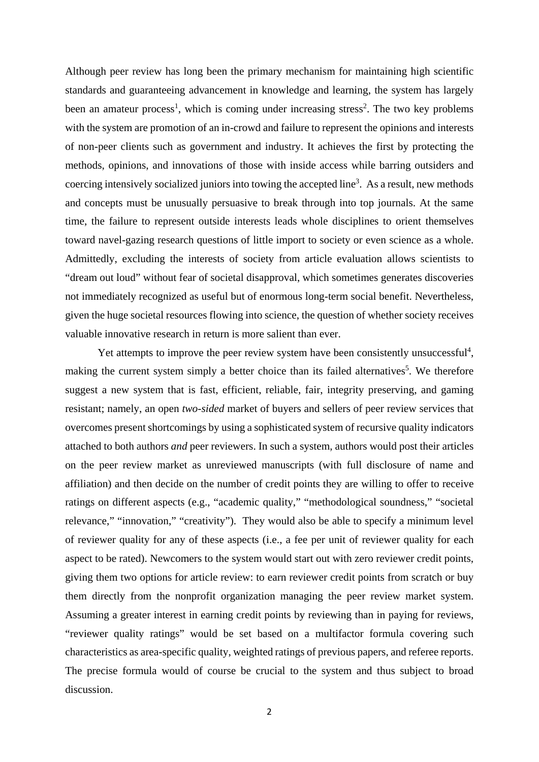Although peer review has long been the primary mechanism for maintaining high scientific standards and guaranteeing advancement in knowledge and learning, the system has largely been an amateur process[1], which is coming under increasing stress[2]. The two key problems with the system are promotion of an in-crowd and failure to represent the opinions and interests of non-peer clients such as government and industry. It achieves the first by protecting the methods, opinions, and innovations of those with inside access while barring outsiders and coercing intensively socialized juniors into towing the accepted line[3]. As a result, new methods and concepts must be unusually persuasive to break through into top journals. At the same time, the failure to represent outside interests leads whole disciplines to orient themselves toward navel-gazing research questions of little import to society or even science as a whole. Admittedly, excluding the interests of society from article evaluation allows scientists to "dream out loud" without fear of societal disapproval, which sometimes generates discoveries not immediately recognized as useful but of enormous long-term social benefit. Nevertheless, given the huge societal resources flowing into science, the question of whether society receives valuable innovative research in return is more salient than ever.

Yet attempts to improve the peer review system have been consistently unsuccessful[4], making the current system simply a better choice than its failed alternatives[5]. We therefore suggest a new system that is fast, efficient, reliable, fair, integrity preserving, and gaming resistant; namely, an open *two-sided* market of buyers and sellers of peer review services that overcomes present shortcomings by using a sophisticated system of recursive quality indicators attached to both authors *and* peer reviewers. In such a system, authors would post their articles on the peer review market as unreviewed manuscripts (with full disclosure of name and affiliation) and then decide on the number of credit points they are willing to offer to receive ratings on different aspects (e.g., "academic quality," "methodological soundness," "societal relevance," "innovation," "creativity"). They would also be able to specify a minimum level of reviewer quality for any of these aspects (i.e., a fee per unit of reviewer quality for each aspect to be rated). Newcomers to the system would start out with zero reviewer credit points, giving them two options for article review: to earn reviewer credit points from scratch or buy them directly from the nonprofit organization managing the peer review market system. Assuming a greater interest in earning credit points by reviewing than in paying for reviews, "reviewer quality ratings" would be set based on a multifactor formula covering such characteristics as area-specific quality, weighted ratings of previous papers, and referee reports. The precise formula would of course be crucial to the system and thus subject to broad discussion.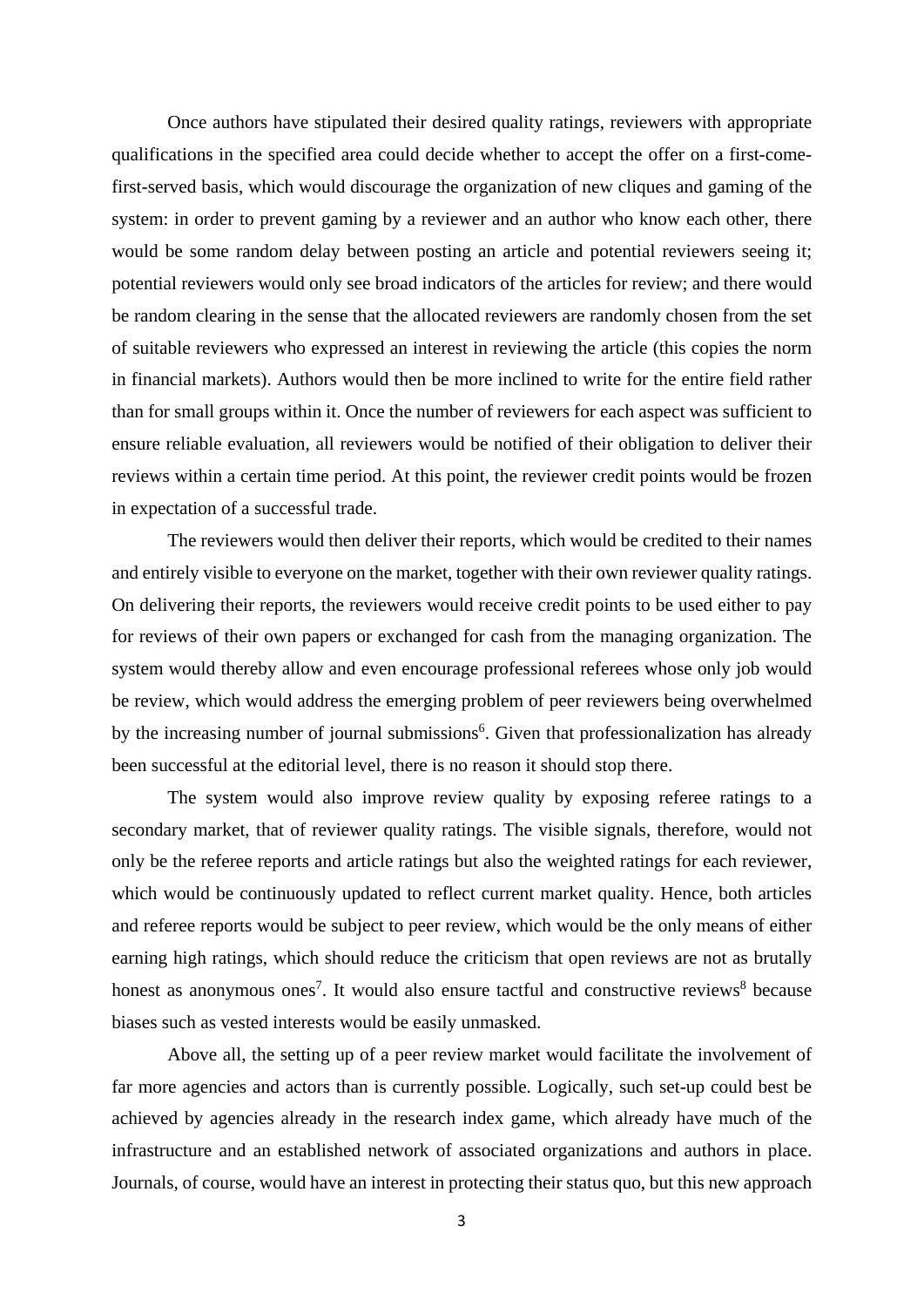Once authors have stipulated their desired quality ratings, reviewers with appropriate qualifications in the specified area could decide whether to accept the offer on a first-come-first-served basis, which would discourage the organization of new cliques and gaming of the system: in order to prevent gaming by a reviewer and an author who know each other, there would be some random delay between posting an article and potential reviewers seeing it; potential reviewers would only see broad indicators of the articles for review; and there would be random clearing in the sense that the allocated reviewers are randomly chosen from the set of suitable reviewers who expressed an interest in reviewing the article (this copies the norm in financial markets). Authors would then be more inclined to write for the entire field rather than for small groups within it. Once the number of reviewers for each aspect was sufficient to ensure reliable evaluation, all reviewers would be notified of their obligation to deliver their reviews within a certain time period. At this point, the reviewer credit points would be frozen in expectation of a successful trade.

The reviewers would then deliver their reports, which would be credited to their names and entirely visible to everyone on the market, together with their own reviewer quality ratings. On delivering their reports, the reviewers would receive credit points to be used either to pay for reviews of their own papers or exchanged for cash from the managing organization. The system would thereby allow and even encourage professional referees whose only job would be review, which would address the emerging problem of peer reviewers being overwhelmed by the increasing number of journal submissions[6]. Given that professionalization has already been successful at the editorial level, there is no reason it should stop there.

The system would also improve review quality by exposing referee ratings to a secondary market, that of reviewer quality ratings. The visible signals, therefore, would not only be the referee reports and article ratings but also the weighted ratings for each reviewer, which would be continuously updated to reflect current market quality. Hence, both articles and referee reports would be subject to peer review, which would be the only means of either earning high ratings, which should reduce the criticism that open reviews are not as brutally honest as anonymous ones[7]. It would also ensure tactful and constructive reviews[8] because biases such as vested interests would be easily unmasked.

Above all, the setting up of a peer review market would facilitate the involvement of far more agencies and actors than is currently possible. Logically, such set-up could best be achieved by agencies already in the research index game, which already have much of the infrastructure and an established network of associated organizations and authors in place. Journals, of course, would have an interest in protecting their status quo, but this new approach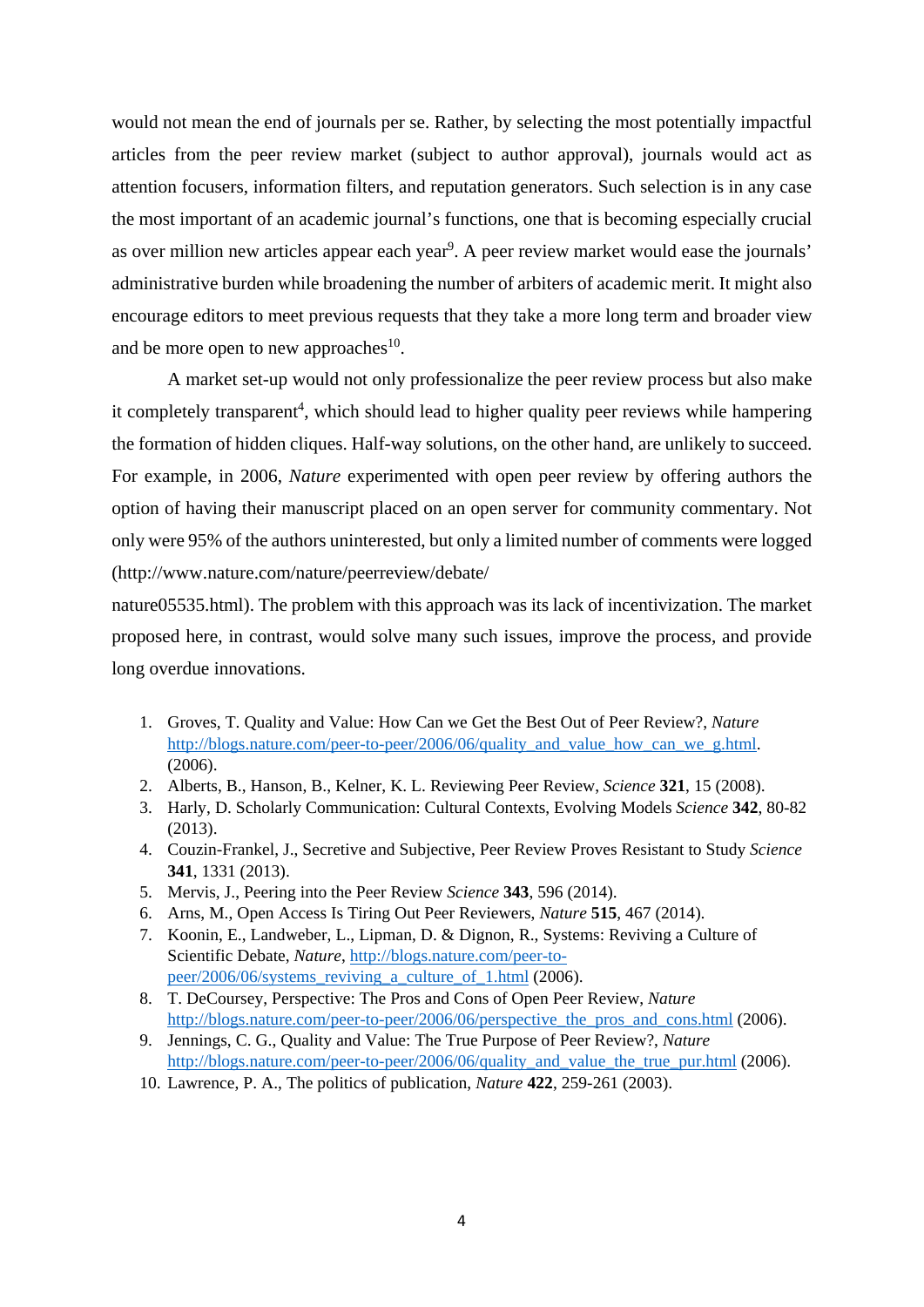would not mean the end of journals per se. Rather, by selecting the most potentially impactful articles from the peer review market (subject to author approval), journals would act as attention focusers, information filters, and reputation generators. Such selection is in any case the most important of an academic journal's functions, one that is becoming especially crucial as over million new articles appear each year[9]. A peer review market would ease the journals' administrative burden while broadening the number of arbiters of academic merit. It might also encourage editors to meet previous requests that they take a more long term and broader view and be more open to new approaches[10].

A market set-up would not only professionalize the peer review process but also make it completely transparent[4], which should lead to higher quality peer reviews while hampering the formation of hidden cliques. Half-way solutions, on the other hand, are unlikely to succeed. For example, in 2006, *Nature* experimented with open peer review by offering authors the option of having their manuscript placed on an open server for community commentary. Not only were 95% of the authors uninterested, but only a limited number of comments were logged (http://www.nature.com/nature/peerreview/debate/nature05535.html). The problem with this approach was its lack of incentivization. The market proposed here, in contrast, would solve many such issues, improve the process, and provide long overdue innovations.

1. Groves, T. Quality and Value: How Can we Get the Best Out of Peer Review?, *Nature* http://blogs.nature.com/peer-to-peer/2006/06/quality_and_value_how_can_we_g.html. (2006).
2. Alberts, B., Hanson, B., Kelner, K. L. Reviewing Peer Review, *Science* **321**, 15 (2008).
3. Harly, D. Scholarly Communication: Cultural Contexts, Evolving Models *Science* **342**, 80-82 (2013).
4. Couzin-Frankel, J., Secretive and Subjective, Peer Review Proves Resistant to Study *Science* **341**, 1331 (2013).
5. Mervis, J., Peering into the Peer Review *Science* **343**, 596 (2014).
6. Arns, M., Open Access Is Tiring Out Peer Reviewers, *Nature* **515**, 467 (2014).
7. Koonin, E., Landweber, L., Lipman, D. & Dignon, R., Systems: Reviving a Culture of Scientific Debate, *Nature*, http://blogs.nature.com/peer-to-peer/2006/06/systems_reviving_a_culture_of_1.html (2006).
8. T. DeCoursey, Perspective: The Pros and Cons of Open Peer Review, *Nature* http://blogs.nature.com/peer-to-peer/2006/06/perspective_the_pros_and_cons.html (2006).
9. Jennings, C. G., Quality and Value: The True Purpose of Peer Review?, *Nature* http://blogs.nature.com/peer-to-peer/2006/06/quality_and_value_the_true_pur.html (2006).
10. Lawrence, P. A., The politics of publication, *Nature* **422**, 259-261 (2003).